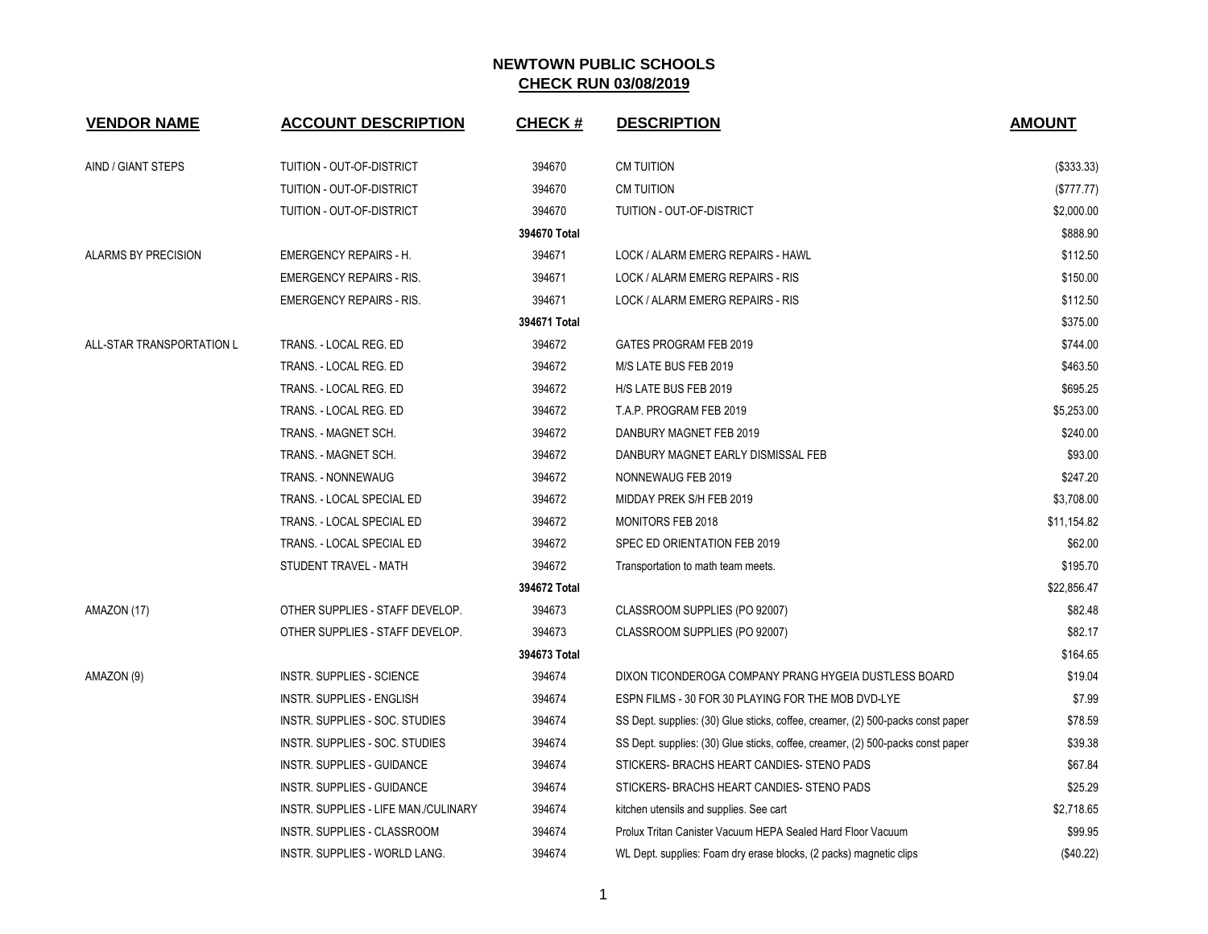# NEWTOWN PUBLIC SCHOOLS

## CHECK RUN 03/08/2019

| VENDOR NAME | ACCOUNT DESCRIPTION | CHECK # | DESCRIPTION | AMOUNT |
|---|---|---|---|---|
| AIND / GIANT STEPS | TUITION - OUT-OF-DISTRICT | 394670 | CM TUITION | ($333.33) |
| | TUITION - OUT-OF-DISTRICT | 394670 | CM TUITION | ($777.77) |
| | TUITION - OUT-OF-DISTRICT | 394670 | TUITION - OUT-OF-DISTRICT | $2,000.00 |
| | | 394670 Total | | $888.90 |
| ALARMS BY PRECISION | EMERGENCY REPAIRS - H. | 394671 | LOCK / ALARM EMERG REPAIRS - HAWL | $112.50 |
| | EMERGENCY REPAIRS - RIS. | 394671 | LOCK / ALARM EMERG REPAIRS - RIS | $150.00 |
| | EMERGENCY REPAIRS - RIS. | 394671 | LOCK / ALARM EMERG REPAIRS - RIS | $112.50 |
| | | 394671 Total | | $375.00 |
| ALL-STAR TRANSPORTATION L | TRANS. - LOCAL REG. ED | 394672 | GATES PROGRAM FEB 2019 | $744.00 |
| | TRANS. - LOCAL REG. ED | 394672 | M/S LATE BUS FEB 2019 | $463.50 |
| | TRANS. - LOCAL REG. ED | 394672 | H/S LATE BUS FEB 2019 | $695.25 |
| | TRANS. - LOCAL REG. ED | 394672 | T.A.P. PROGRAM FEB 2019 | $5,253.00 |
| | TRANS. - MAGNET SCH. | 394672 | DANBURY MAGNET FEB 2019 | $240.00 |
| | TRANS. - MAGNET SCH. | 394672 | DANBURY MAGNET EARLY DISMISSAL FEB | $93.00 |
| | TRANS. - NONNEWAUG | 394672 | NONNEWAUG FEB 2019 | $247.20 |
| | TRANS. - LOCAL SPECIAL ED | 394672 | MIDDAY PREK S/H FEB 2019 | $3,708.00 |
| | TRANS. - LOCAL SPECIAL ED | 394672 | MONITORS FEB 2018 | $11,154.82 |
| | TRANS. - LOCAL SPECIAL ED | 394672 | SPEC ED ORIENTATION FEB 2019 | $62.00 |
| | STUDENT TRAVEL - MATH | 394672 | Transportation to math team meets. | $195.70 |
| | | 394672 Total | | $22,856.47 |
| AMAZON (17) | OTHER SUPPLIES - STAFF DEVELOP. | 394673 | CLASSROOM SUPPLIES (PO 92007) | $82.48 |
| | OTHER SUPPLIES - STAFF DEVELOP. | 394673 | CLASSROOM SUPPLIES (PO 92007) | $82.17 |
| | | 394673 Total | | $164.65 |
| AMAZON (9) | INSTR. SUPPLIES - SCIENCE | 394674 | DIXON TICONDEROGA COMPANY PRANG HYGEIA DUSTLESS BOARD | $19.04 |
| | INSTR. SUPPLIES - ENGLISH | 394674 | ESPN FILMS - 30 FOR 30 PLAYING FOR THE MOB DVD-LYE | $7.99 |
| | INSTR. SUPPLIES - SOC. STUDIES | 394674 | SS Dept. supplies: (30) Glue sticks, coffee, creamer, (2) 500-packs const paper | $78.59 |
| | INSTR. SUPPLIES - SOC. STUDIES | 394674 | SS Dept. supplies: (30) Glue sticks, coffee, creamer, (2) 500-packs const paper | $39.38 |
| | INSTR. SUPPLIES - GUIDANCE | 394674 | STICKERS- BRACHS HEART CANDIES- STENO PADS | $67.84 |
| | INSTR. SUPPLIES - GUIDANCE | 394674 | STICKERS- BRACHS HEART CANDIES- STENO PADS | $25.29 |
| | INSTR. SUPPLIES - LIFE MAN./CULINARY | 394674 | kitchen utensils and supplies. See cart | $2,718.65 |
| | INSTR. SUPPLIES - CLASSROOM | 394674 | Prolux Tritan Canister Vacuum HEPA Sealed Hard Floor Vacuum | $99.95 |
| | INSTR. SUPPLIES - WORLD LANG. | 394674 | WL Dept. supplies: Foam dry erase blocks, (2 packs) magnetic clips | ($40.22) |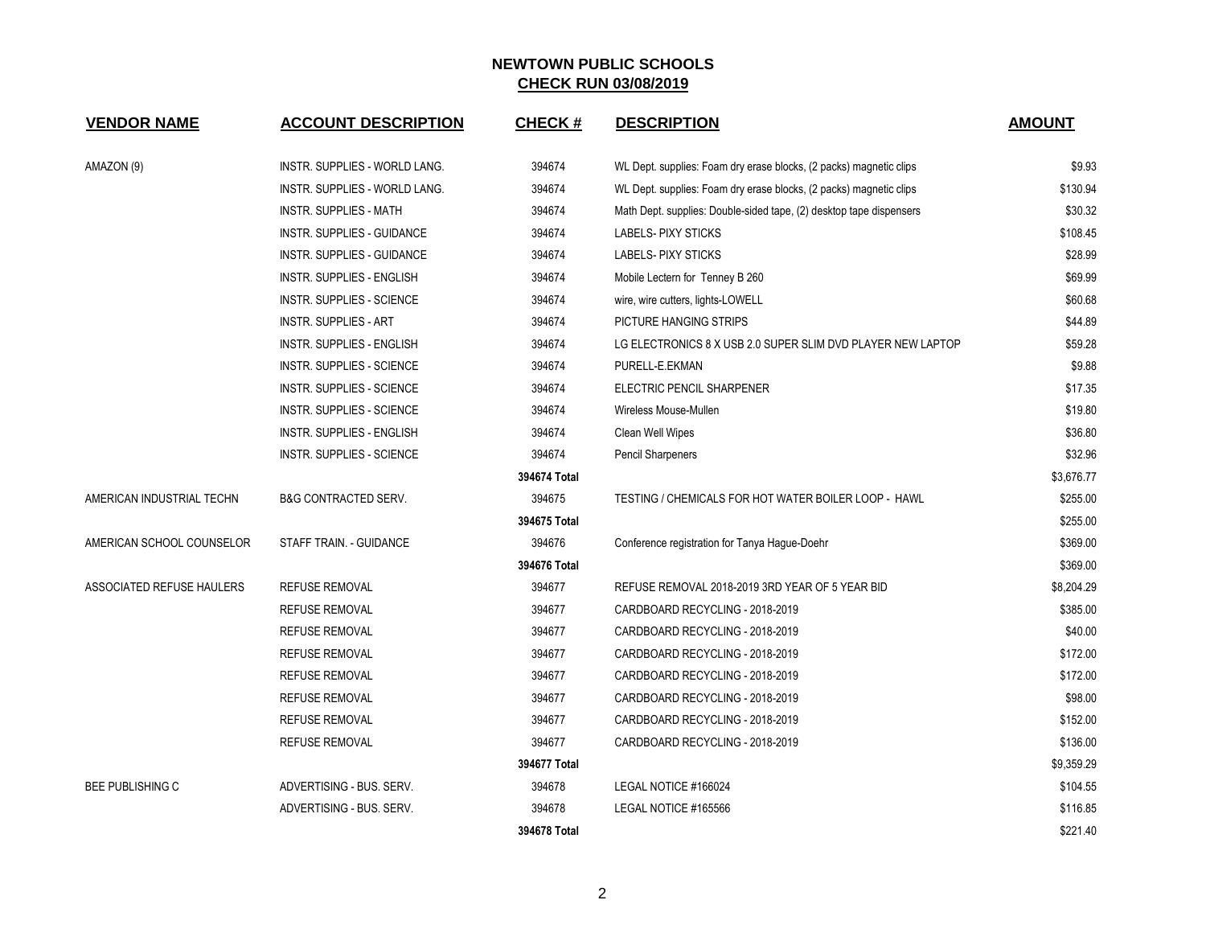# NEWTOWN PUBLIC SCHOOLS
## CHECK RUN 03/08/2019

| VENDOR NAME | ACCOUNT DESCRIPTION | CHECK # | DESCRIPTION | AMOUNT |
|---|---|---|---|---|
| AMAZON (9) | INSTR. SUPPLIES - WORLD LANG. | 394674 | WL Dept. supplies: Foam dry erase blocks, (2 packs) magnetic clips | $9.93 |
| | INSTR. SUPPLIES - WORLD LANG. | 394674 | WL Dept. supplies: Foam dry erase blocks, (2 packs) magnetic clips | $130.94 |
| | INSTR. SUPPLIES - MATH | 394674 | Math Dept. supplies: Double-sided tape, (2) desktop tape dispensers | $30.32 |
| | INSTR. SUPPLIES - GUIDANCE | 394674 | LABELS- PIXY STICKS | $108.45 |
| | INSTR. SUPPLIES - GUIDANCE | 394674 | LABELS- PIXY STICKS | $28.99 |
| | INSTR. SUPPLIES - ENGLISH | 394674 | Mobile Lectern for Tenney B 260 | $69.99 |
| | INSTR. SUPPLIES - SCIENCE | 394674 | wire, wire cutters, lights-LOWELL | $60.68 |
| | INSTR. SUPPLIES - ART | 394674 | PICTURE HANGING STRIPS | $44.89 |
| | INSTR. SUPPLIES - ENGLISH | 394674 | LG ELECTRONICS 8 X USB 2.0 SUPER SLIM DVD PLAYER NEW LAPTOP | $59.28 |
| | INSTR. SUPPLIES - SCIENCE | 394674 | PURELL-E.EKMAN | $9.88 |
| | INSTR. SUPPLIES - SCIENCE | 394674 | ELECTRIC PENCIL SHARPENER | $17.35 |
| | INSTR. SUPPLIES - SCIENCE | 394674 | Wireless Mouse-Mullen | $19.80 |
| | INSTR. SUPPLIES - ENGLISH | 394674 | Clean Well Wipes | $36.80 |
| | INSTR. SUPPLIES - SCIENCE | 394674 | Pencil Sharpeners | $32.96 |
| | | **394674 Total** | | $3,676.77 |
| AMERICAN INDUSTRIAL TECHN | B&G CONTRACTED SERV. | 394675 | TESTING / CHEMICALS FOR HOT WATER BOILER LOOP - HAWL | $255.00 |
| | | **394675 Total** | | $255.00 |
| AMERICAN SCHOOL COUNSELOR | STAFF TRAIN. - GUIDANCE | 394676 | Conference registration for Tanya Hague-Doehr | $369.00 |
| | | **394676 Total** | | $369.00 |
| ASSOCIATED REFUSE HAULERS | REFUSE REMOVAL | 394677 | REFUSE REMOVAL 2018-2019 3RD YEAR OF 5 YEAR BID | $8,204.29 |
| | REFUSE REMOVAL | 394677 | CARDBOARD RECYCLING - 2018-2019 | $385.00 |
| | REFUSE REMOVAL | 394677 | CARDBOARD RECYCLING - 2018-2019 | $40.00 |
| | REFUSE REMOVAL | 394677 | CARDBOARD RECYCLING - 2018-2019 | $172.00 |
| | REFUSE REMOVAL | 394677 | CARDBOARD RECYCLING - 2018-2019 | $172.00 |
| | REFUSE REMOVAL | 394677 | CARDBOARD RECYCLING - 2018-2019 | $98.00 |
| | REFUSE REMOVAL | 394677 | CARDBOARD RECYCLING - 2018-2019 | $152.00 |
| | REFUSE REMOVAL | 394677 | CARDBOARD RECYCLING - 2018-2019 | $136.00 |
| | | **394677 Total** | | $9,359.29 |
| BEE PUBLISHING C | ADVERTISING - BUS. SERV. | 394678 | LEGAL NOTICE #166024 | $104.55 |
| | ADVERTISING - BUS. SERV. | 394678 | LEGAL NOTICE #165566 | $116.85 |
| | | **394678 Total** | | $221.40 |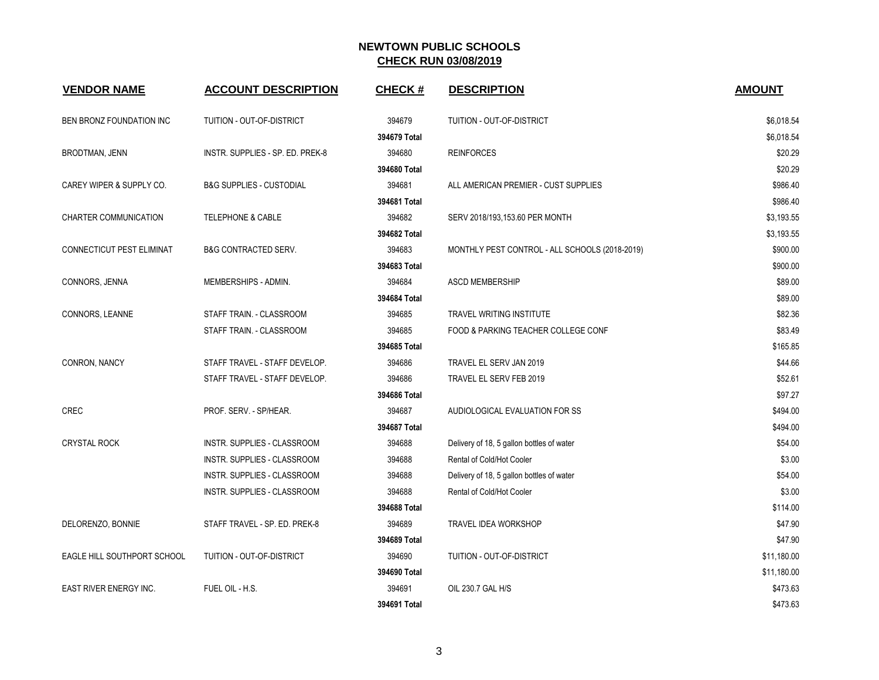# NEWTOWN PUBLIC SCHOOLS

## CHECK RUN 03/08/2019

| VENDOR NAME | ACCOUNT DESCRIPTION | CHECK # | DESCRIPTION | AMOUNT |
|---|---|---|---|---|
| BEN BRONZ FOUNDATION INC | TUITION - OUT-OF-DISTRICT | 394679 | TUITION - OUT-OF-DISTRICT | $6,018.54 |
| | | **394679 Total** | | $6,018.54 |
| BRODTMAN, JENN | INSTR. SUPPLIES - SP. ED. PREK-8 | 394680 | REINFORCES | $20.29 |
| | | **394680 Total** | | $20.29 |
| CAREY WIPER & SUPPLY CO. | B&G SUPPLIES - CUSTODIAL | 394681 | ALL AMERICAN PREMIER - CUST SUPPLIES | $986.40 |
| | | **394681 Total** | | $986.40 |
| CHARTER COMMUNICATION | TELEPHONE & CABLE | 394682 | SERV 2018/193,153.60 PER MONTH | $3,193.55 |
| | | **394682 Total** | | $3,193.55 |
| CONNECTICUT PEST ELIMINAT | B&G CONTRACTED SERV. | 394683 | MONTHLY PEST CONTROL - ALL SCHOOLS (2018-2019) | $900.00 |
| | | **394683 Total** | | $900.00 |
| CONNORS, JENNA | MEMBERSHIPS - ADMIN. | 394684 | ASCD MEMBERSHIP | $89.00 |
| | | **394684 Total** | | $89.00 |
| CONNORS, LEANNE | STAFF TRAIN. - CLASSROOM | 394685 | TRAVEL WRITING INSTITUTE | $82.36 |
| | STAFF TRAIN. - CLASSROOM | 394685 | FOOD & PARKING TEACHER COLLEGE CONF | $83.49 |
| | | **394685 Total** | | $165.85 |
| CONRON, NANCY | STAFF TRAVEL - STAFF DEVELOP. | 394686 | TRAVEL EL SERV JAN 2019 | $44.66 |
| | STAFF TRAVEL - STAFF DEVELOP. | 394686 | TRAVEL EL SERV FEB 2019 | $52.61 |
| | | **394686 Total** | | $97.27 |
| CREC | PROF. SERV. - SP/HEAR. | 394687 | AUDIOLOGICAL EVALUATION FOR SS | $494.00 |
| | | **394687 Total** | | $494.00 |
| CRYSTAL ROCK | INSTR. SUPPLIES - CLASSROOM | 394688 | Delivery of 18, 5 gallon bottles of water | $54.00 |
| | INSTR. SUPPLIES - CLASSROOM | 394688 | Rental of Cold/Hot Cooler | $3.00 |
| | INSTR. SUPPLIES - CLASSROOM | 394688 | Delivery of 18, 5 gallon bottles of water | $54.00 |
| | INSTR. SUPPLIES - CLASSROOM | 394688 | Rental of Cold/Hot Cooler | $3.00 |
| | | **394688 Total** | | $114.00 |
| DELORENZO, BONNIE | STAFF TRAVEL - SP. ED. PREK-8 | 394689 | TRAVEL IDEA WORKSHOP | $47.90 |
| | | **394689 Total** | | $47.90 |
| EAGLE HILL SOUTHPORT SCHOOL | TUITION - OUT-OF-DISTRICT | 394690 | TUITION - OUT-OF-DISTRICT | $11,180.00 |
| | | **394690 Total** | | $11,180.00 |
| EAST RIVER ENERGY INC. | FUEL OIL - H.S. | 394691 | OIL 230.7 GAL H/S | $473.63 |
| | | **394691 Total** | | $473.63 |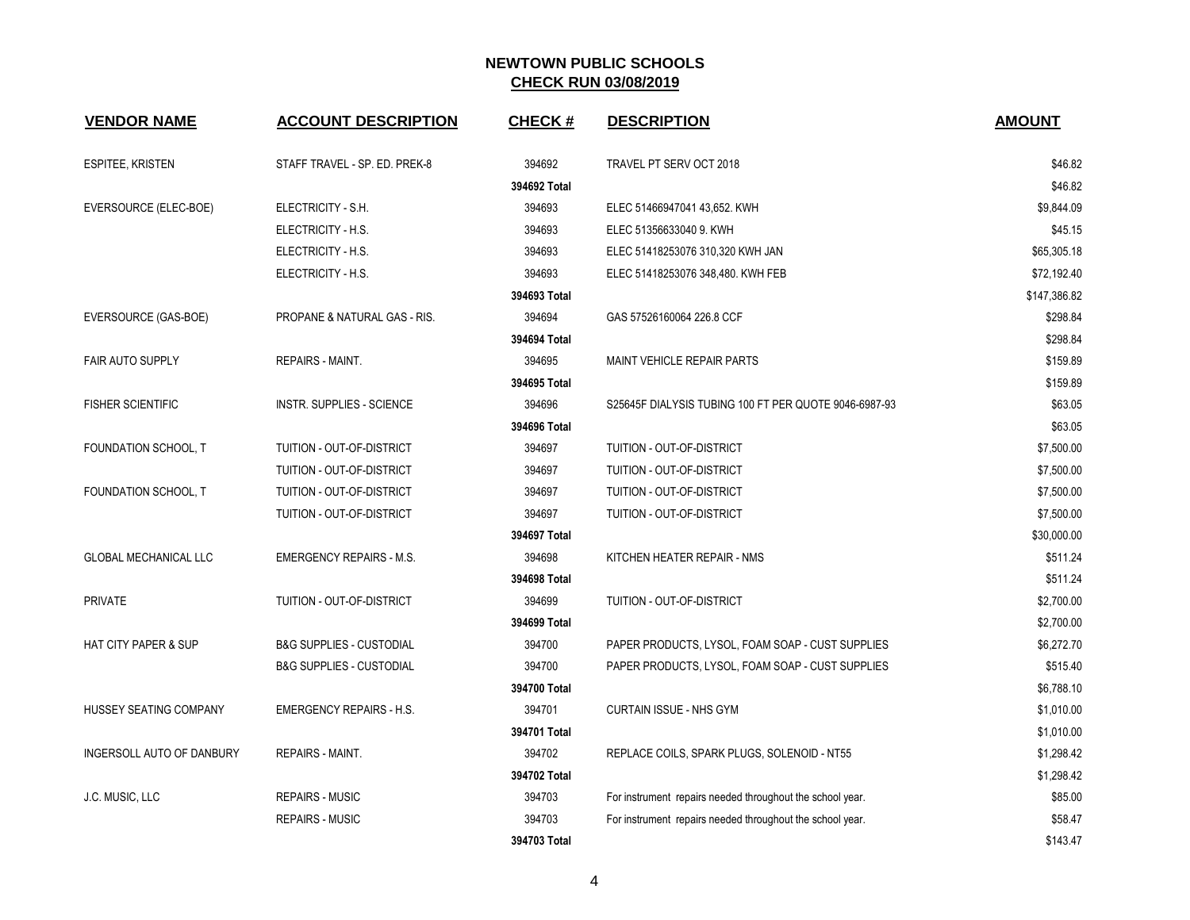# NEWTOWN PUBLIC SCHOOLS

## CHECK RUN 03/08/2019

| VENDOR NAME | ACCOUNT DESCRIPTION | CHECK # | DESCRIPTION | AMOUNT |
|---|---|---|---|---|
| ESPITEE, KRISTEN | STAFF TRAVEL - SP. ED. PREK-8 | 394692 | TRAVEL PT SERV OCT 2018 | $46.82 |
| | | **394692 Total** | | $46.82 |
| EVERSOURCE (ELEC-BOE) | ELECTRICITY - S.H. | 394693 | ELEC 51466947041 43,652. KWH | $9,844.09 |
| | ELECTRICITY - H.S. | 394693 | ELEC 51356633040 9. KWH | $45.15 |
| | ELECTRICITY - H.S. | 394693 | ELEC 51418253076 310,320 KWH JAN | $65,305.18 |
| | ELECTRICITY - H.S. | 394693 | ELEC 51418253076 348,480. KWH FEB | $72,192.40 |
| | | **394693 Total** | | $147,386.82 |
| EVERSOURCE (GAS-BOE) | PROPANE & NATURAL GAS - RIS. | 394694 | GAS 57526160064 226.8 CCF | $298.84 |
| | | **394694 Total** | | $298.84 |
| FAIR AUTO SUPPLY | REPAIRS - MAINT. | 394695 | MAINT VEHICLE REPAIR PARTS | $159.89 |
| | | **394695 Total** | | $159.89 |
| FISHER SCIENTIFIC | INSTR. SUPPLIES - SCIENCE | 394696 | S25645F DIALYSIS TUBING 100 FT PER QUOTE 9046-6987-93 | $63.05 |
| | | **394696 Total** | | $63.05 |
| FOUNDATION SCHOOL, T | TUITION - OUT-OF-DISTRICT | 394697 | TUITION - OUT-OF-DISTRICT | $7,500.00 |
| | TUITION - OUT-OF-DISTRICT | 394697 | TUITION - OUT-OF-DISTRICT | $7,500.00 |
| FOUNDATION SCHOOL, T | TUITION - OUT-OF-DISTRICT | 394697 | TUITION - OUT-OF-DISTRICT | $7,500.00 |
| | TUITION - OUT-OF-DISTRICT | 394697 | TUITION - OUT-OF-DISTRICT | $7,500.00 |
| | | **394697 Total** | | $30,000.00 |
| GLOBAL MECHANICAL LLC | EMERGENCY REPAIRS - M.S. | 394698 | KITCHEN HEATER REPAIR - NMS | $511.24 |
| | | **394698 Total** | | $511.24 |
| PRIVATE | TUITION - OUT-OF-DISTRICT | 394699 | TUITION - OUT-OF-DISTRICT | $2,700.00 |
| | | **394699 Total** | | $2,700.00 |
| HAT CITY PAPER & SUP | B&G SUPPLIES - CUSTODIAL | 394700 | PAPER PRODUCTS, LYSOL, FOAM SOAP - CUST SUPPLIES | $6,272.70 |
| | B&G SUPPLIES - CUSTODIAL | 394700 | PAPER PRODUCTS, LYSOL, FOAM SOAP - CUST SUPPLIES | $515.40 |
| | | **394700 Total** | | $6,788.10 |
| HUSSEY SEATING COMPANY | EMERGENCY REPAIRS - H.S. | 394701 | CURTAIN ISSUE - NHS GYM | $1,010.00 |
| | | **394701 Total** | | $1,010.00 |
| INGERSOLL AUTO OF DANBURY | REPAIRS - MAINT. | 394702 | REPLACE COILS, SPARK PLUGS, SOLENOID - NT55 | $1,298.42 |
| | | **394702 Total** | | $1,298.42 |
| J.C. MUSIC, LLC | REPAIRS - MUSIC | 394703 | For instrument repairs needed throughout the school year. | $85.00 |
| | REPAIRS - MUSIC | 394703 | For instrument repairs needed throughout the school year. | $58.47 |
| | | **394703 Total** | | $143.47 |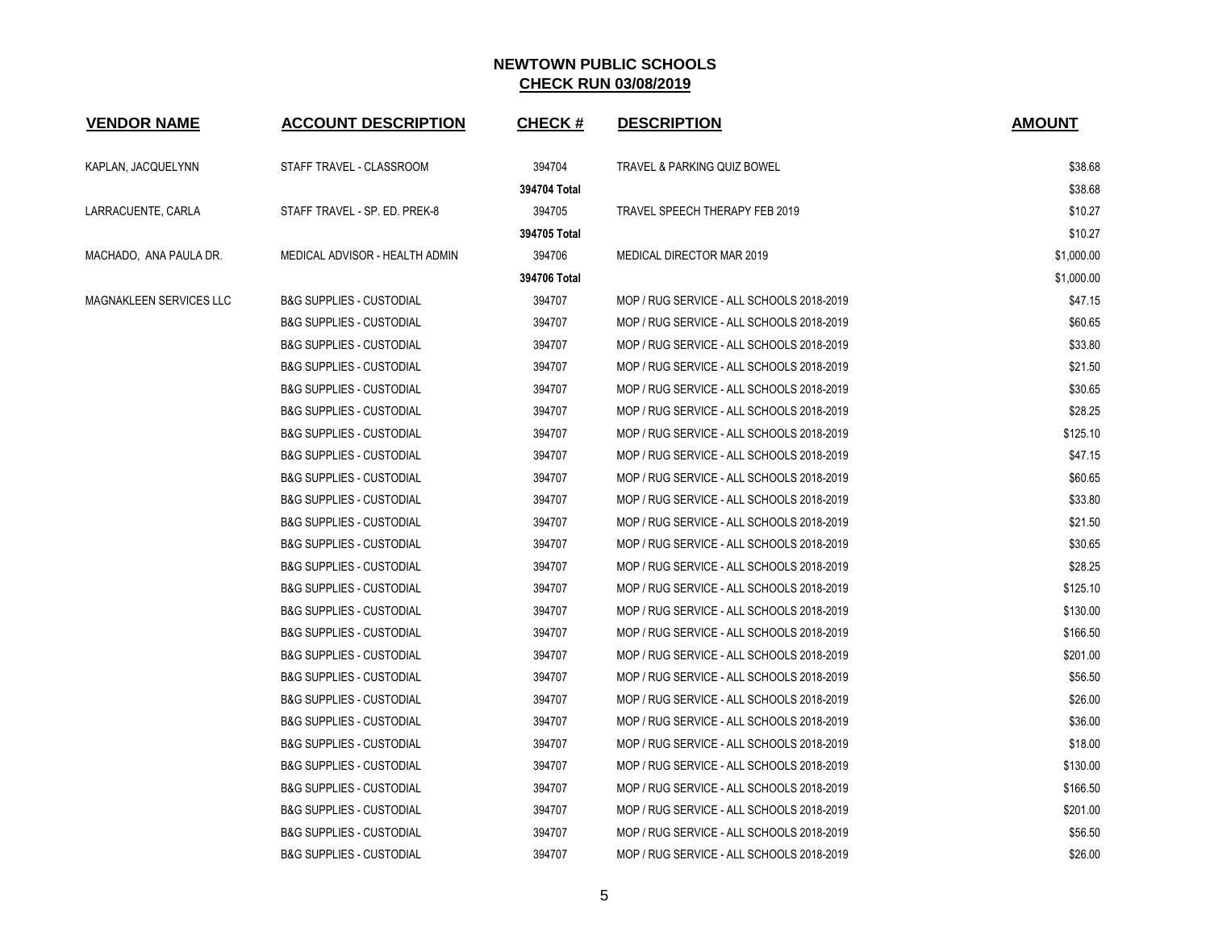**NEWTOWN PUBLIC SCHOOLS**
**CHECK RUN 03/08/2019**

| VENDOR NAME | ACCOUNT DESCRIPTION | CHECK # | DESCRIPTION | AMOUNT |
|---|---|---|---|---|
| KAPLAN, JACQUELYNN | STAFF TRAVEL - CLASSROOM | 394704 | TRAVEL & PARKING QUIZ BOWEL | $38.68 |
| | | **394704 Total** | | $38.68 |
| LARRACUENTE, CARLA | STAFF TRAVEL - SP. ED. PREK-8 | 394705 | TRAVEL SPEECH THERAPY FEB 2019 | $10.27 |
| | | **394705 Total** | | $10.27 |
| MACHADO, ANA PAULA DR. | MEDICAL ADVISOR - HEALTH ADMIN | 394706 | MEDICAL DIRECTOR MAR 2019 | $1,000.00 |
| | | **394706 Total** | | $1,000.00 |
| MAGNAKLEEN SERVICES LLC | B&G SUPPLIES - CUSTODIAL | 394707 | MOP / RUG SERVICE - ALL SCHOOLS 2018-2019 | $47.15 |
| | B&G SUPPLIES - CUSTODIAL | 394707 | MOP / RUG SERVICE - ALL SCHOOLS 2018-2019 | $60.65 |
| | B&G SUPPLIES - CUSTODIAL | 394707 | MOP / RUG SERVICE - ALL SCHOOLS 2018-2019 | $33.80 |
| | B&G SUPPLIES - CUSTODIAL | 394707 | MOP / RUG SERVICE - ALL SCHOOLS 2018-2019 | $21.50 |
| | B&G SUPPLIES - CUSTODIAL | 394707 | MOP / RUG SERVICE - ALL SCHOOLS 2018-2019 | $30.65 |
| | B&G SUPPLIES - CUSTODIAL | 394707 | MOP / RUG SERVICE - ALL SCHOOLS 2018-2019 | $28.25 |
| | B&G SUPPLIES - CUSTODIAL | 394707 | MOP / RUG SERVICE - ALL SCHOOLS 2018-2019 | $125.10 |
| | B&G SUPPLIES - CUSTODIAL | 394707 | MOP / RUG SERVICE - ALL SCHOOLS 2018-2019 | $47.15 |
| | B&G SUPPLIES - CUSTODIAL | 394707 | MOP / RUG SERVICE - ALL SCHOOLS 2018-2019 | $60.65 |
| | B&G SUPPLIES - CUSTODIAL | 394707 | MOP / RUG SERVICE - ALL SCHOOLS 2018-2019 | $33.80 |
| | B&G SUPPLIES - CUSTODIAL | 394707 | MOP / RUG SERVICE - ALL SCHOOLS 2018-2019 | $21.50 |
| | B&G SUPPLIES - CUSTODIAL | 394707 | MOP / RUG SERVICE - ALL SCHOOLS 2018-2019 | $30.65 |
| | B&G SUPPLIES - CUSTODIAL | 394707 | MOP / RUG SERVICE - ALL SCHOOLS 2018-2019 | $28.25 |
| | B&G SUPPLIES - CUSTODIAL | 394707 | MOP / RUG SERVICE - ALL SCHOOLS 2018-2019 | $125.10 |
| | B&G SUPPLIES - CUSTODIAL | 394707 | MOP / RUG SERVICE - ALL SCHOOLS 2018-2019 | $130.00 |
| | B&G SUPPLIES - CUSTODIAL | 394707 | MOP / RUG SERVICE - ALL SCHOOLS 2018-2019 | $166.50 |
| | B&G SUPPLIES - CUSTODIAL | 394707 | MOP / RUG SERVICE - ALL SCHOOLS 2018-2019 | $201.00 |
| | B&G SUPPLIES - CUSTODIAL | 394707 | MOP / RUG SERVICE - ALL SCHOOLS 2018-2019 | $56.50 |
| | B&G SUPPLIES - CUSTODIAL | 394707 | MOP / RUG SERVICE - ALL SCHOOLS 2018-2019 | $26.00 |
| | B&G SUPPLIES - CUSTODIAL | 394707 | MOP / RUG SERVICE - ALL SCHOOLS 2018-2019 | $36.00 |
| | B&G SUPPLIES - CUSTODIAL | 394707 | MOP / RUG SERVICE - ALL SCHOOLS 2018-2019 | $18.00 |
| | B&G SUPPLIES - CUSTODIAL | 394707 | MOP / RUG SERVICE - ALL SCHOOLS 2018-2019 | $130.00 |
| | B&G SUPPLIES - CUSTODIAL | 394707 | MOP / RUG SERVICE - ALL SCHOOLS 2018-2019 | $166.50 |
| | B&G SUPPLIES - CUSTODIAL | 394707 | MOP / RUG SERVICE - ALL SCHOOLS 2018-2019 | $201.00 |
| | B&G SUPPLIES - CUSTODIAL | 394707 | MOP / RUG SERVICE - ALL SCHOOLS 2018-2019 | $56.50 |
| | B&G SUPPLIES - CUSTODIAL | 394707 | MOP / RUG SERVICE - ALL SCHOOLS 2018-2019 | $26.00 |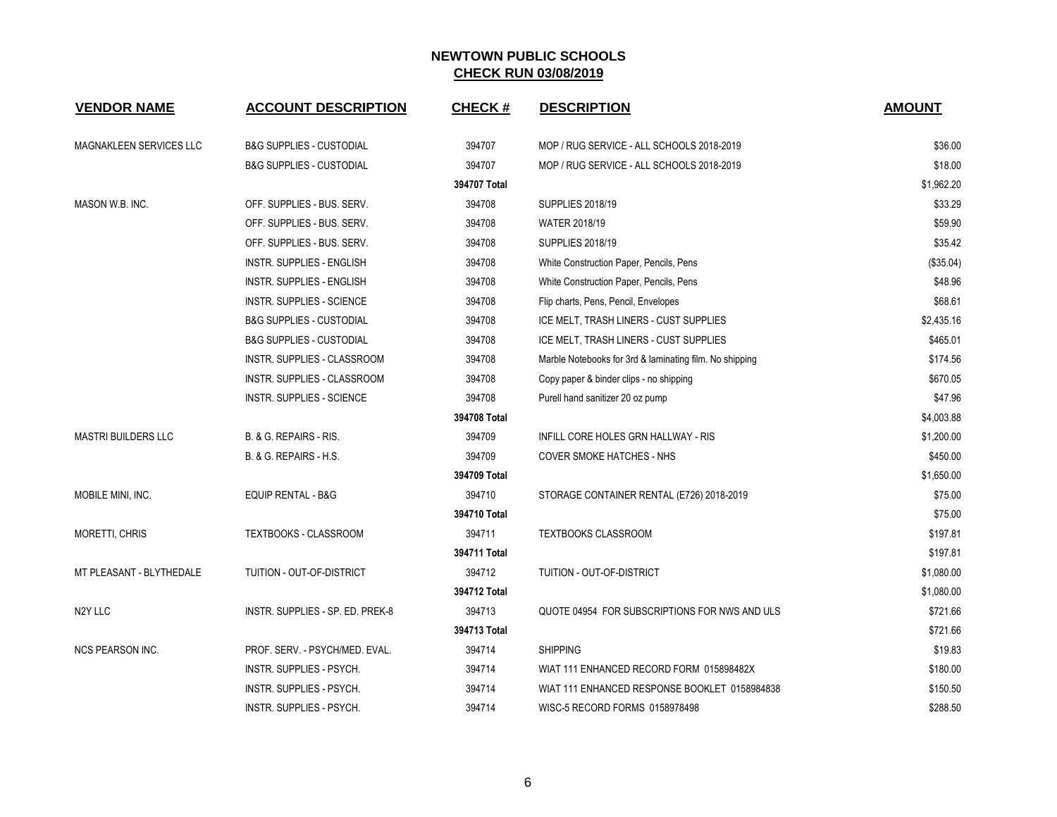## NEWTOWN PUBLIC SCHOOLS

## CHECK RUN 03/08/2019

| VENDOR NAME | ACCOUNT DESCRIPTION | CHECK # | DESCRIPTION | AMOUNT |
|---|---|---|---|---|
| MAGNAKLEEN SERVICES LLC | B&G SUPPLIES - CUSTODIAL | 394707 | MOP / RUG SERVICE - ALL SCHOOLS 2018-2019 | $36.00 |
| | B&G SUPPLIES - CUSTODIAL | 394707 | MOP / RUG SERVICE - ALL SCHOOLS 2018-2019 | $18.00 |
| | | 394707 Total | | $1,962.20 |
| MASON W.B. INC. | OFF. SUPPLIES - BUS. SERV. | 394708 | SUPPLIES 2018/19 | $33.29 |
| | OFF. SUPPLIES - BUS. SERV. | 394708 | WATER 2018/19 | $59.90 |
| | OFF. SUPPLIES - BUS. SERV. | 394708 | SUPPLIES 2018/19 | $35.42 |
| | INSTR. SUPPLIES - ENGLISH | 394708 | White Construction Paper, Pencils, Pens | ($35.04) |
| | INSTR. SUPPLIES - ENGLISH | 394708 | White Construction Paper, Pencils, Pens | $48.96 |
| | INSTR. SUPPLIES - SCIENCE | 394708 | Flip charts, Pens, Pencil, Envelopes | $68.61 |
| | B&G SUPPLIES - CUSTODIAL | 394708 | ICE MELT, TRASH LINERS - CUST SUPPLIES | $2,435.16 |
| | B&G SUPPLIES - CUSTODIAL | 394708 | ICE MELT, TRASH LINERS - CUST SUPPLIES | $465.01 |
| | INSTR. SUPPLIES - CLASSROOM | 394708 | Marble Notebooks for 3rd & laminating film. No shipping | $174.56 |
| | INSTR. SUPPLIES - CLASSROOM | 394708 | Copy paper & binder clips - no shipping | $670.05 |
| | INSTR. SUPPLIES - SCIENCE | 394708 | Purell hand sanitizer 20 oz pump | $47.96 |
| | | 394708 Total | | $4,003.88 |
| MASTRI BUILDERS LLC | B. & G. REPAIRS - RIS. | 394709 | INFILL CORE HOLES GRN HALLWAY - RIS | $1,200.00 |
| | B. & G. REPAIRS - H.S. | 394709 | COVER SMOKE HATCHES - NHS | $450.00 |
| | | 394709 Total | | $1,650.00 |
| MOBILE MINI, INC. | EQUIP RENTAL - B&G | 394710 | STORAGE CONTAINER RENTAL (E726) 2018-2019 | $75.00 |
| | | 394710 Total | | $75.00 |
| MORETTI, CHRIS | TEXTBOOKS - CLASSROOM | 394711 | TEXTBOOKS CLASSROOM | $197.81 |
| | | 394711 Total | | $197.81 |
| MT PLEASANT - BLYTHEDALE | TUITION - OUT-OF-DISTRICT | 394712 | TUITION - OUT-OF-DISTRICT | $1,080.00 |
| | | 394712 Total | | $1,080.00 |
| N2Y LLC | INSTR. SUPPLIES - SP. ED. PREK-8 | 394713 | QUOTE 04954 FOR SUBSCRIPTIONS FOR NWS AND ULS | $721.66 |
| | | 394713 Total | | $721.66 |
| NCS PEARSON INC. | PROF. SERV. - PSYCH/MED. EVAL. | 394714 | SHIPPING | $19.83 |
| | INSTR. SUPPLIES - PSYCH. | 394714 | WIAT 111 ENHANCED RECORD FORM 015898482X | $180.00 |
| | INSTR. SUPPLIES - PSYCH. | 394714 | WIAT 111 ENHANCED RESPONSE BOOKLET 0158984838 | $150.50 |
| | INSTR. SUPPLIES - PSYCH. | 394714 | WISC-5 RECORD FORMS 0158978498 | $288.50 |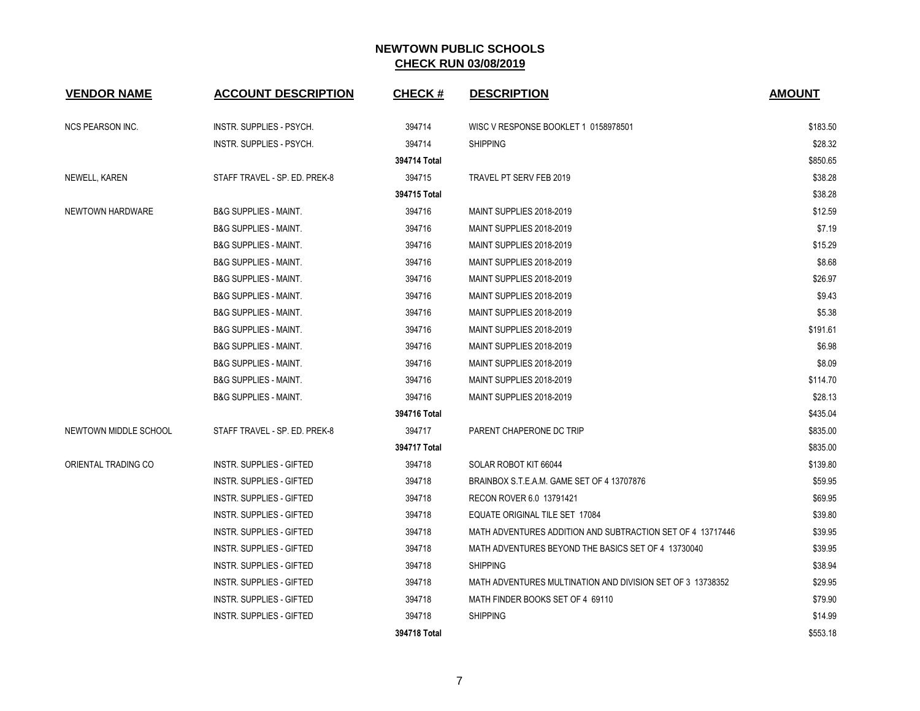# NEWTOWN PUBLIC SCHOOLS

## CHECK RUN 03/08/2019

| VENDOR NAME | ACCOUNT DESCRIPTION | CHECK # | DESCRIPTION | AMOUNT |
|---|---|---|---|---|
| NCS PEARSON INC. | INSTR. SUPPLIES - PSYCH. | 394714 | WISC V RESPONSE BOOKLET 1 0158978501 | $183.50 |
| | INSTR. SUPPLIES - PSYCH. | 394714 | SHIPPING | $28.32 |
| | | **394714 Total** | | $850.65 |
| NEWELL, KAREN | STAFF TRAVEL - SP. ED. PREK-8 | 394715 | TRAVEL PT SERV FEB 2019 | $38.28 |
| | | **394715 Total** | | $38.28 |
| NEWTOWN HARDWARE | B&G SUPPLIES - MAINT. | 394716 | MAINT SUPPLIES 2018-2019 | $12.59 |
| | B&G SUPPLIES - MAINT. | 394716 | MAINT SUPPLIES 2018-2019 | $7.19 |
| | B&G SUPPLIES - MAINT. | 394716 | MAINT SUPPLIES 2018-2019 | $15.29 |
| | B&G SUPPLIES - MAINT. | 394716 | MAINT SUPPLIES 2018-2019 | $8.68 |
| | B&G SUPPLIES - MAINT. | 394716 | MAINT SUPPLIES 2018-2019 | $26.97 |
| | B&G SUPPLIES - MAINT. | 394716 | MAINT SUPPLIES 2018-2019 | $9.43 |
| | B&G SUPPLIES - MAINT. | 394716 | MAINT SUPPLIES 2018-2019 | $5.38 |
| | B&G SUPPLIES - MAINT. | 394716 | MAINT SUPPLIES 2018-2019 | $191.61 |
| | B&G SUPPLIES - MAINT. | 394716 | MAINT SUPPLIES 2018-2019 | $6.98 |
| | B&G SUPPLIES - MAINT. | 394716 | MAINT SUPPLIES 2018-2019 | $8.09 |
| | B&G SUPPLIES - MAINT. | 394716 | MAINT SUPPLIES 2018-2019 | $114.70 |
| | B&G SUPPLIES - MAINT. | 394716 | MAINT SUPPLIES 2018-2019 | $28.13 |
| | | **394716 Total** | | $435.04 |
| NEWTOWN MIDDLE SCHOOL | STAFF TRAVEL - SP. ED. PREK-8 | 394717 | PARENT CHAPERONE DC TRIP | $835.00 |
| | | **394717 Total** | | $835.00 |
| ORIENTAL TRADING CO | INSTR. SUPPLIES - GIFTED | 394718 | SOLAR ROBOT KIT 66044 | $139.80 |
| | INSTR. SUPPLIES - GIFTED | 394718 | BRAINBOX S.T.E.A.M. GAME SET OF 4 13707876 | $59.95 |
| | INSTR. SUPPLIES - GIFTED | 394718 | RECON ROVER 6.0 13791421 | $69.95 |
| | INSTR. SUPPLIES - GIFTED | 394718 | EQUATE ORIGINAL TILE SET 17084 | $39.80 |
| | INSTR. SUPPLIES - GIFTED | 394718 | MATH ADVENTURES ADDITION AND SUBTRACTION SET OF 4 13717446 | $39.95 |
| | INSTR. SUPPLIES - GIFTED | 394718 | MATH ADVENTURES BEYOND THE BASICS SET OF 4 13730040 | $39.95 |
| | INSTR. SUPPLIES - GIFTED | 394718 | SHIPPING | $38.94 |
| | INSTR. SUPPLIES - GIFTED | 394718 | MATH ADVENTURES MULTINATION AND DIVISION SET OF 3 13738352 | $29.95 |
| | INSTR. SUPPLIES - GIFTED | 394718 | MATH FINDER BOOKS SET OF 4 69110 | $79.90 |
| | INSTR. SUPPLIES - GIFTED | 394718 | SHIPPING | $14.99 |
| | | **394718 Total** | | $553.18 |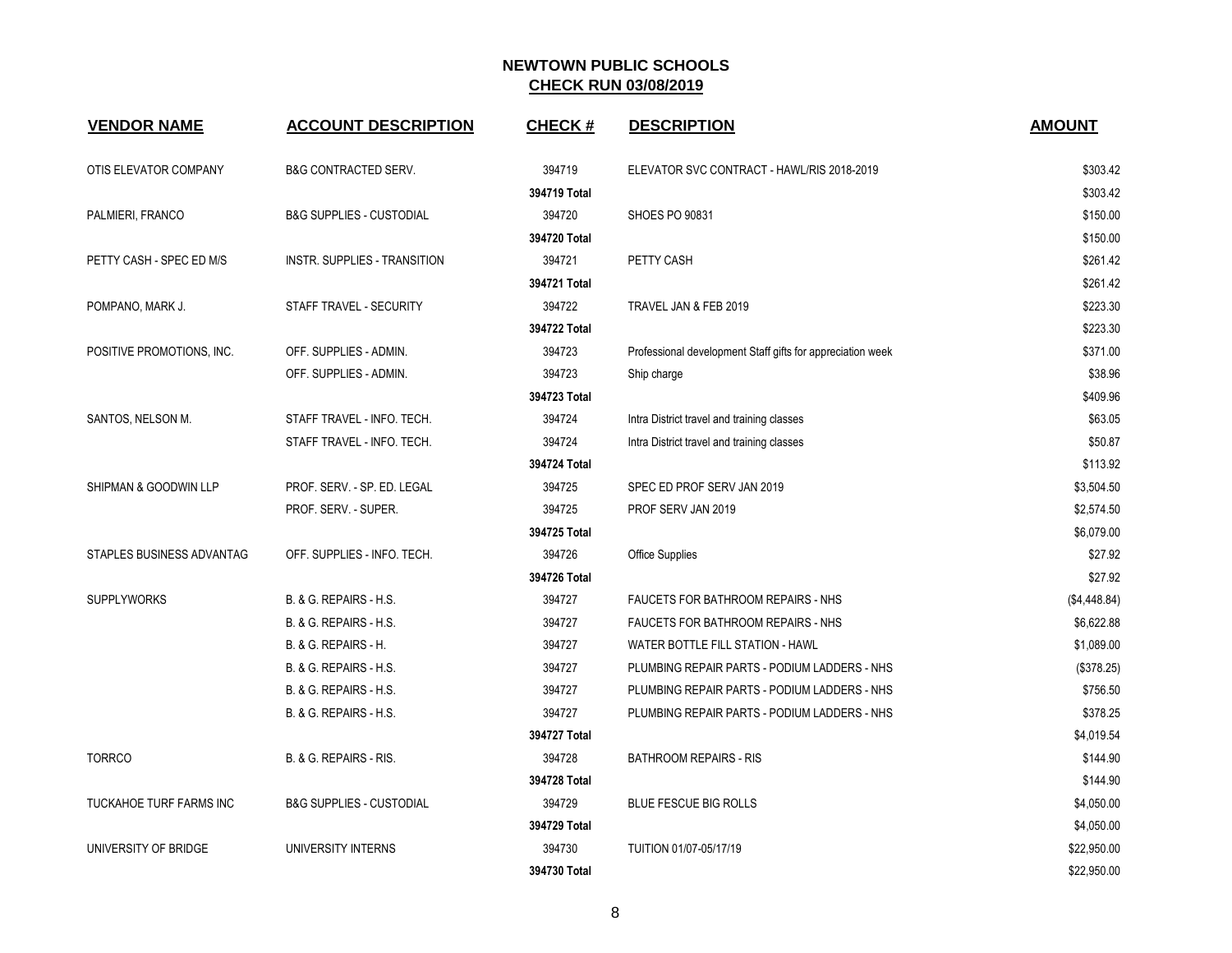# NEWTOWN PUBLIC SCHOOLS

## CHECK RUN 03/08/2019

| VENDOR NAME | ACCOUNT DESCRIPTION | CHECK # | DESCRIPTION | AMOUNT |
|---|---|---|---|---|
| OTIS ELEVATOR COMPANY | B&G CONTRACTED SERV. | 394719 | ELEVATOR SVC CONTRACT - HAWL/RIS 2018-2019 | $303.42 |
| | | 394719 Total | | $303.42 |
| PALMIERI, FRANCO | B&G SUPPLIES - CUSTODIAL | 394720 | SHOES PO 90831 | $150.00 |
| | | 394720 Total | | $150.00 |
| PETTY CASH - SPEC ED M/S | INSTR. SUPPLIES - TRANSITION | 394721 | PETTY CASH | $261.42 |
| | | 394721 Total | | $261.42 |
| POMPANO, MARK J. | STAFF TRAVEL - SECURITY | 394722 | TRAVEL JAN & FEB 2019 | $223.30 |
| | | 394722 Total | | $223.30 |
| POSITIVE PROMOTIONS, INC. | OFF. SUPPLIES - ADMIN. | 394723 | Professional development Staff gifts for appreciation week | $371.00 |
| | OFF. SUPPLIES - ADMIN. | 394723 | Ship charge | $38.96 |
| | | 394723 Total | | $409.96 |
| SANTOS, NELSON M. | STAFF TRAVEL - INFO. TECH. | 394724 | Intra District travel and training classes | $63.05 |
| | STAFF TRAVEL - INFO. TECH. | 394724 | Intra District travel and training classes | $50.87 |
| | | 394724 Total | | $113.92 |
| SHIPMAN & GOODWIN LLP | PROF. SERV. - SP. ED. LEGAL | 394725 | SPEC ED PROF SERV JAN 2019 | $3,504.50 |
| | PROF. SERV. - SUPER. | 394725 | PROF SERV JAN 2019 | $2,574.50 |
| | | 394725 Total | | $6,079.00 |
| STAPLES BUSINESS ADVANTAG | OFF. SUPPLIES - INFO. TECH. | 394726 | Office Supplies | $27.92 |
| | | 394726 Total | | $27.92 |
| SUPPLYWORKS | B. & G. REPAIRS - H.S. | 394727 | FAUCETS FOR BATHROOM REPAIRS - NHS | ($4,448.84) |
| | B. & G. REPAIRS - H.S. | 394727 | FAUCETS FOR BATHROOM REPAIRS - NHS | $6,622.88 |
| | B. & G. REPAIRS - H. | 394727 | WATER BOTTLE FILL STATION - HAWL | $1,089.00 |
| | B. & G. REPAIRS - H.S. | 394727 | PLUMBING REPAIR PARTS - PODIUM LADDERS - NHS | ($378.25) |
| | B. & G. REPAIRS - H.S. | 394727 | PLUMBING REPAIR PARTS - PODIUM LADDERS - NHS | $756.50 |
| | B. & G. REPAIRS - H.S. | 394727 | PLUMBING REPAIR PARTS - PODIUM LADDERS - NHS | $378.25 |
| | | 394727 Total | | $4,019.54 |
| TORRCO | B. & G. REPAIRS - RIS. | 394728 | BATHROOM REPAIRS - RIS | $144.90 |
| | | 394728 Total | | $144.90 |
| TUCKAHOE TURF FARMS INC | B&G SUPPLIES - CUSTODIAL | 394729 | BLUE FESCUE BIG ROLLS | $4,050.00 |
| | | 394729 Total | | $4,050.00 |
| UNIVERSITY OF BRIDGE | UNIVERSITY INTERNS | 394730 | TUITION 01/07-05/17/19 | $22,950.00 |
| | | 394730 Total | | $22,950.00 |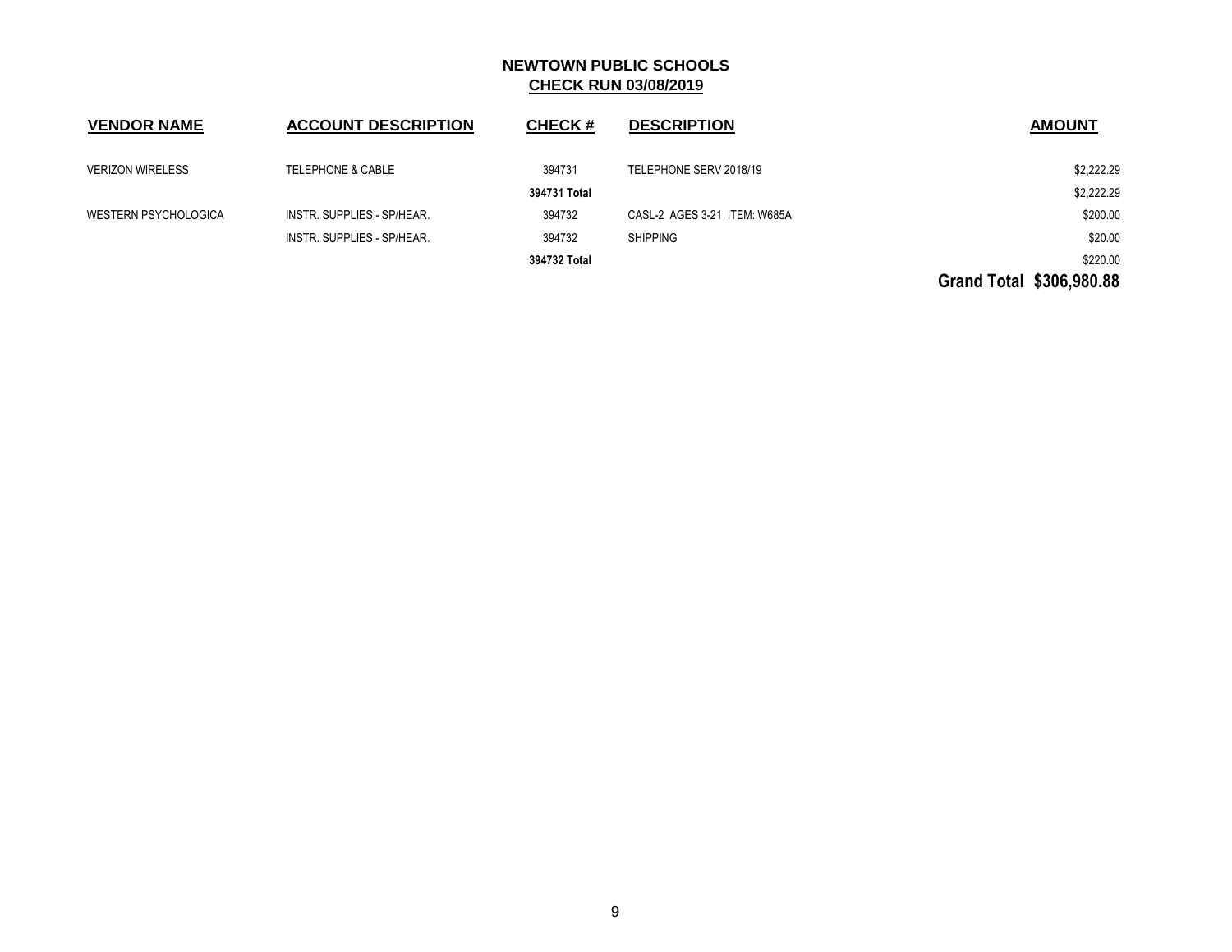# NEWTOWN PUBLIC SCHOOLS
## CHECK RUN 03/08/2019

| VENDOR NAME | ACCOUNT DESCRIPTION | CHECK # | DESCRIPTION | AMOUNT |
|---|---|---|---|---|
| VERIZON WIRELESS | TELEPHONE & CABLE | 394731 | TELEPHONE SERV 2018/19 | $2,222.29 |
| | | **394731 Total** | | $2,222.29 |
| WESTERN PSYCHOLOGICA | INSTR. SUPPLIES - SP/HEAR. | 394732 | CASL-2 AGES 3-21 ITEM: W685A | $200.00 |
| | INSTR. SUPPLIES - SP/HEAR. | 394732 | SHIPPING | $20.00 |
| | | **394732 Total** | | $220.00 |
| | | | **Grand Total** | **$306,980.88** |